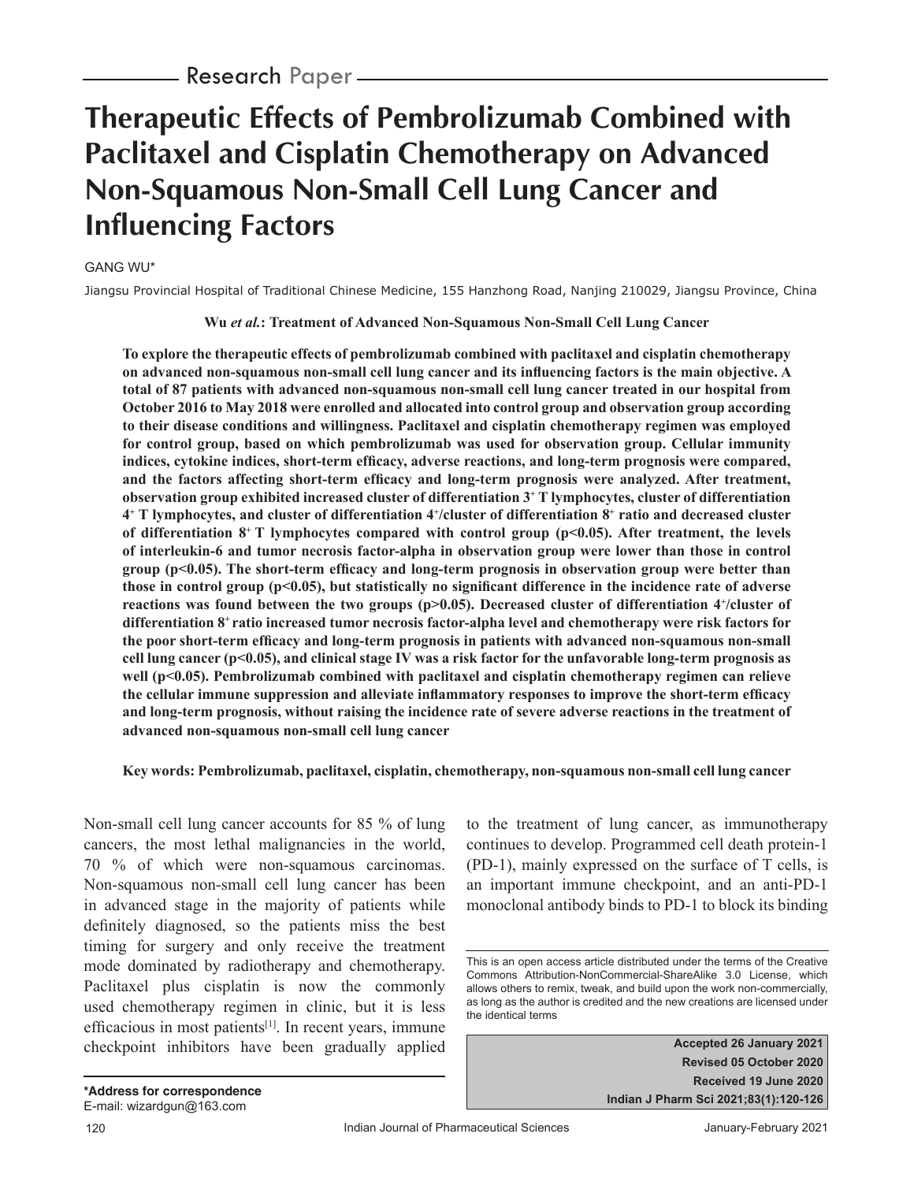Research Paper

# Therapeutic Effects of Pembrolizumab Combined with Paclitaxel and Cisplatin Chemotherapy on Advanced Non-Squamous Non-Small Cell Lung Cancer and Influencing Factors

GANG WU*

Jiangsu Provincial Hospital of Traditional Chinese Medicine, 155 Hanzhong Road, Nanjing 210029, Jiangsu Province, China

**Wu *et al.*: Treatment of Advanced Non-Squamous Non-Small Cell Lung Cancer**

**To explore the therapeutic effects of pembrolizumab combined with paclitaxel and cisplatin chemotherapy on advanced non-squamous non-small cell lung cancer and its influencing factors is the main objective. A total of 87 patients with advanced non-squamous non-small cell lung cancer treated in our hospital from October 2016 to May 2018 were enrolled and allocated into control group and observation group according to their disease conditions and willingness. Paclitaxel and cisplatin chemotherapy regimen was employed for control group, based on which pembrolizumab was used for observation group. Cellular immunity indices, cytokine indices, short-term efficacy, adverse reactions, and long-term prognosis were compared, and the factors affecting short-term efficacy and long-term prognosis were analyzed. After treatment, observation group exhibited increased cluster of differentiation 3$^+$ T lymphocytes, cluster of differentiation 4$^+$ T lymphocytes, and cluster of differentiation 4$^+$/cluster of differentiation 8$^+$ ratio and decreased cluster of differentiation 8$^+$ T lymphocytes compared with control group ($p<0.05$). After treatment, the levels of interleukin-6 and tumor necrosis factor-alpha in observation group were lower than those in control group ($p<0.05$). The short-term efficacy and long-term prognosis in observation group were better than those in control group ($p<0.05$), but statistically no significant difference in the incidence rate of adverse reactions was found between the two groups ($p>0.05$). Decreased cluster of differentiation 4$^+$/cluster of differentiation 8$^+$ ratio increased tumor necrosis factor-alpha level and chemotherapy were risk factors for the poor short-term efficacy and long-term prognosis in patients with advanced non-squamous non-small cell lung cancer ($p<0.05$), and clinical stage IV was a risk factor for the unfavorable long-term prognosis as well ($p<0.05$). Pembrolizumab combined with paclitaxel and cisplatin chemotherapy regimen can relieve the cellular immune suppression and alleviate inflammatory responses to improve the short-term efficacy and long-term prognosis, without raising the incidence rate of severe adverse reactions in the treatment of advanced non-squamous non-small cell lung cancer**

**Key words: Pembrolizumab, paclitaxel, cisplatin, chemotherapy, non-squamous non-small cell lung cancer**

Non-small cell lung cancer accounts for 85 % of lung cancers, the most lethal malignancies in the world, 70 % of which were non-squamous carcinomas. Non-squamous non-small cell lung cancer has been in advanced stage in the majority of patients while definitely diagnosed, so the patients miss the best timing for surgery and only receive the treatment mode dominated by radiotherapy and chemotherapy. Paclitaxel plus cisplatin is now the commonly used chemotherapy regimen in clinic, but it is less efficacious in most patients[1]. In recent years, immune checkpoint inhibitors have been gradually applied to the treatment of lung cancer, as immunotherapy continues to develop. Programmed cell death protein-1 (PD-1), mainly expressed on the surface of T cells, is an important immune checkpoint, and an anti-PD-1 monoclonal antibody binds to PD-1 to block its binding

This is an open access article distributed under the terms of the Creative Commons Attribution-NonCommercial-ShareAlike 3.0 License, which allows others to remix, tweak, and build upon the work non-commercially, as long as the author is credited and the new creations are licensed under the identical terms

**Accepted 26 January 2021**
**Revised 05 October 2020**
**Received 19 June 2020**
**Indian J Pharm Sci 2021;83(1):120-126**

**\*Address for correspondence**
E-mail: wizardgun@163.com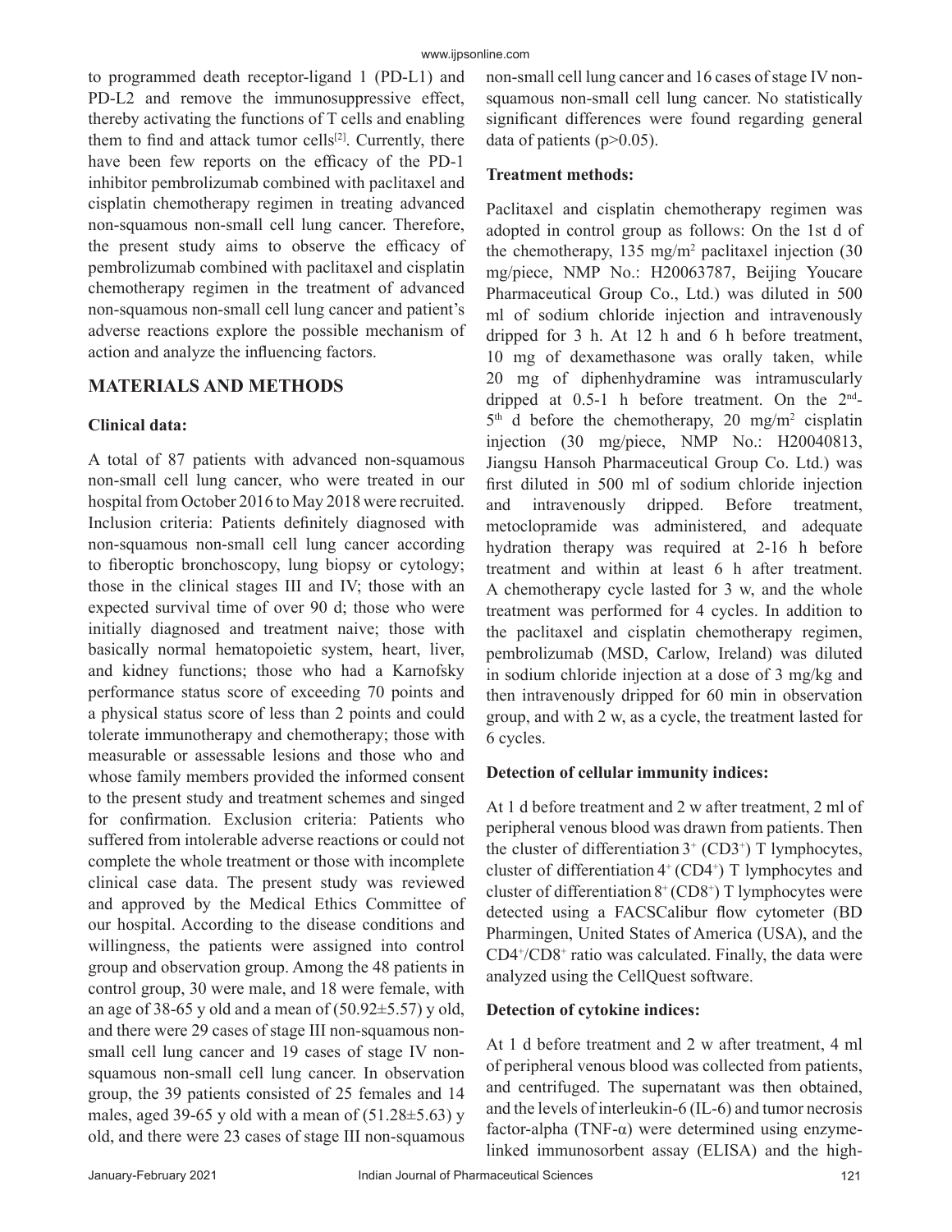to programmed death receptor-ligand 1 (PD-L1) and PD-L2 and remove the immunosuppressive effect, thereby activating the functions of T cells and enabling them to find and attack tumor cells[2]. Currently, there have been few reports on the efficacy of the PD-1 inhibitor pembrolizumab combined with paclitaxel and cisplatin chemotherapy regimen in treating advanced non-squamous non-small cell lung cancer. Therefore, the present study aims to observe the efficacy of pembrolizumab combined with paclitaxel and cisplatin chemotherapy regimen in the treatment of advanced non-squamous non-small cell lung cancer and patient's adverse reactions explore the possible mechanism of action and analyze the influencing factors.

## MATERIALS AND METHODS

### Clinical data:

A total of 87 patients with advanced non-squamous non-small cell lung cancer, who were treated in our hospital from October 2016 to May 2018 were recruited. Inclusion criteria: Patients definitely diagnosed with non-squamous non-small cell lung cancer according to fiberoptic bronchoscopy, lung biopsy or cytology; those in the clinical stages III and IV; those with an expected survival time of over 90 d; those who were initially diagnosed and treatment naive; those with basically normal hematopoietic system, heart, liver, and kidney functions; those who had a Karnofsky performance status score of exceeding 70 points and a physical status score of less than 2 points and could tolerate immunotherapy and chemotherapy; those with measurable or assessable lesions and those who and whose family members provided the informed consent to the present study and treatment schemes and singed for confirmation. Exclusion criteria: Patients who suffered from intolerable adverse reactions or could not complete the whole treatment or those with incomplete clinical case data. The present study was reviewed and approved by the Medical Ethics Committee of our hospital. According to the disease conditions and willingness, the patients were assigned into control group and observation group. Among the 48 patients in control group, 30 were male, and 18 were female, with an age of 38-65 y old and a mean of (50.92±5.57) y old, and there were 29 cases of stage III non-squamous non-small cell lung cancer and 19 cases of stage IV non-squamous non-small cell lung cancer. In observation group, the 39 patients consisted of 25 females and 14 males, aged 39-65 y old with a mean of (51.28±5.63) y old, and there were 23 cases of stage III non-squamous non-small cell lung cancer and 16 cases of stage IV non-squamous non-small cell lung cancer. No statistically significant differences were found regarding general data of patients ($p>0.05$).

### Treatment methods:

Paclitaxel and cisplatin chemotherapy regimen was adopted in control group as follows: On the 1st d of the chemotherapy, 135 mg/m$^2$ paclitaxel injection (30 mg/piece, NMP No.: H20063787, Beijing Youcare Pharmaceutical Group Co., Ltd.) was diluted in 500 ml of sodium chloride injection and intravenously dripped for 3 h. At 12 h and 6 h before treatment, 10 mg of dexamethasone was orally taken, while 20 mg of diphenhydramine was intramuscularly dripped at 0.5-1 h before treatment. On the 2nd-5th d before the chemotherapy, 20 mg/m$^2$ cisplatin injection (30 mg/piece, NMP No.: H20040813, Jiangsu Hansoh Pharmaceutical Group Co. Ltd.) was first diluted in 500 ml of sodium chloride injection and intravenously dripped. Before treatment, metoclopramide was administered, and adequate hydration therapy was required at 2-16 h before treatment and within at least 6 h after treatment. A chemotherapy cycle lasted for 3 w, and the whole treatment was performed for 4 cycles. In addition to the paclitaxel and cisplatin chemotherapy regimen, pembrolizumab (MSD, Carlow, Ireland) was diluted in sodium chloride injection at a dose of 3 mg/kg and then intravenously dripped for 60 min in observation group, and with 2 w, as a cycle, the treatment lasted for 6 cycles.

### Detection of cellular immunity indices:

At 1 d before treatment and 2 w after treatment, 2 ml of peripheral venous blood was drawn from patients. Then the cluster of differentiation $3^+$ ($CD3^+$) T lymphocytes, cluster of differentiation $4^+$ ($CD4^+$) T lymphocytes and cluster of differentiation $8^+$ ($CD8^+$) T lymphocytes were detected using a FACSCalibur flow cytometer (BD Pharmingen, United States of America (USA), and the $CD4^+/CD8^+$ ratio was calculated. Finally, the data were analyzed using the CellQuest software.

### Detection of cytokine indices:

At 1 d before treatment and 2 w after treatment, 4 ml of peripheral venous blood was collected from patients, and centrifuged. The supernatant was then obtained, and the levels of interleukin-6 (IL-6) and tumor necrosis factor-alpha (TNF-α) were determined using enzyme-linked immunosorbent assay (ELISA) and the high-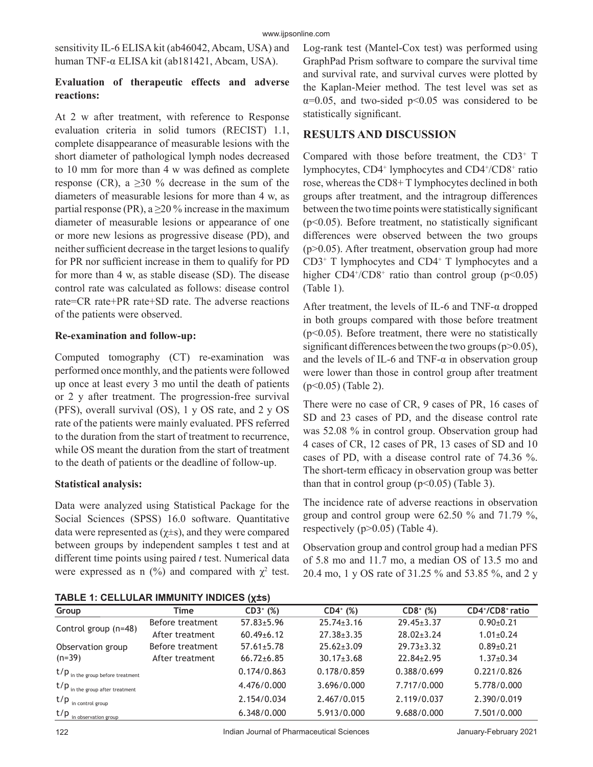sensitivity IL-6 ELISA kit (ab46042, Abcam, USA) and human TNF-α ELISA kit (ab181421, Abcam, USA).

### Evaluation of therapeutic effects and adverse reactions:

At 2 w after treatment, with reference to Response evaluation criteria in solid tumors (RECIST) 1.1, complete disappearance of measurable lesions with the short diameter of pathological lymph nodes decreased to 10 mm for more than 4 w was defined as complete response (CR), a ≥30 % decrease in the sum of the diameters of measurable lesions for more than 4 w, as partial response (PR), a ≥20 % increase in the maximum diameter of measurable lesions or appearance of one or more new lesions as progressive disease (PD), and neither sufficient decrease in the target lesions to qualify for PR nor sufficient increase in them to qualify for PD for more than 4 w, as stable disease (SD). The disease control rate was calculated as follows: disease control rate=CR rate+PR rate+SD rate. The adverse reactions of the patients were observed.

### Re-examination and follow-up:

Computed tomography (CT) re-examination was performed once monthly, and the patients were followed up once at least every 3 mo until the death of patients or 2 y after treatment. The progression-free survival (PFS), overall survival (OS), 1 y OS rate, and 2 y OS rate of the patients were mainly evaluated. PFS referred to the duration from the start of treatment to recurrence, while OS meant the duration from the start of treatment to the death of patients or the deadline of follow-up.

### Statistical analysis:

Data were analyzed using Statistical Package for the Social Sciences (SPSS) 16.0 software. Quantitative data were represented as (χ±s), and they were compared between groups by independent samples t test and at different time points using paired *t* test. Numerical data were expressed as n (%) and compared with $\chi^2$ test. Log-rank test (Mantel-Cox test) was performed using GraphPad Prism software to compare the survival time and survival rate, and survival curves were plotted by the Kaplan-Meier method. The test level was set as $\alpha=0.05$, and two-sided $p<0.05$ was considered to be statistically significant.

## RESULTS AND DISCUSSION

Compared with those before treatment, the $CD3^+$ T lymphocytes, $CD4^+$ lymphocytes and $CD4^+/CD8^+$ ratio rose, whereas the CD8+ T lymphocytes declined in both groups after treatment, and the intragroup differences between the two time points were statistically significant ($p<0.05$). Before treatment, no statistically significant differences were observed between the two groups ($p>0.05$). After treatment, observation group had more $CD3^+$ T lymphocytes and $CD4^+$ T lymphocytes and a higher $CD4^+/CD8^+$ ratio than control group ($p<0.05$) (Table 1).

After treatment, the levels of IL-6 and TNF-α dropped in both groups compared with those before treatment ($p<0.05$). Before treatment, there were no statistically significant differences between the two groups ($p>0.05$), and the levels of IL-6 and TNF-α in observation group were lower than those in control group after treatment ($p<0.05$) (Table 2).

There were no case of CR, 9 cases of PR, 16 cases of SD and 23 cases of PD, and the disease control rate was 52.08 % in control group. Observation group had 4 cases of CR, 12 cases of PR, 13 cases of SD and 10 cases of PD, with a disease control rate of 74.36 %. The short-term efficacy in observation group was better than that in control group ($p<0.05$) (Table 3).

The incidence rate of adverse reactions in observation group and control group were 62.50 % and 71.79 %, respectively ($p>0.05$) (Table 4).

Observation group and control group had a median PFS of 5.8 mo and 11.7 mo, a median OS of 13.5 mo and 20.4 mo, 1 y OS rate of 31.25 % and 53.85 %, and 2 y

**TABLE 1: CELLULAR IMMUNITY INDICES (χ±s)**

| Group | Time | $CD3^+$ (%) | $CD4^+$ (%) | $CD8^+$ (%) | $CD4^+/CD8^+$ ratio |
|---|---|---|---|---|---|
| Control group (n=48) | Before treatment | 57.83±5.96 | 25.74±3.16 | 29.45±3.37 | 0.90±0.21 |
| | After treatment | 60.49±6.12 | 27.38±3.35 | 28.02±3.24 | 1.01±0.24 |
| Observation group (n=39) | Before treatment | 57.61±5.78 | 25.62±3.09 | 29.73±3.32 | 0.89±0.21 |
| | After treatment | 66.72±6.85 | 30.17±3.68 | 22.84±2.95 | 1.37±0.34 |
| $t/p_{\text{in the group before treatment}}$ | | 0.174/0.863 | 0.178/0.859 | 0.388/0.699 | 0.221/0.826 |
| $t/p_{\text{in the group after treatment}}$ | | 4.476/0.000 | 3.696/0.000 | 7.717/0.000 | 5.778/0.000 |
| $t/p_{\text{in control group}}$ | | 2.154/0.034 | 2.467/0.015 | 2.119/0.037 | 2.390/0.019 |
| $t/p_{\text{in observation group}}$ | | 6.348/0.000 | 5.913/0.000 | 9.688/0.000 | 7.501/0.000 |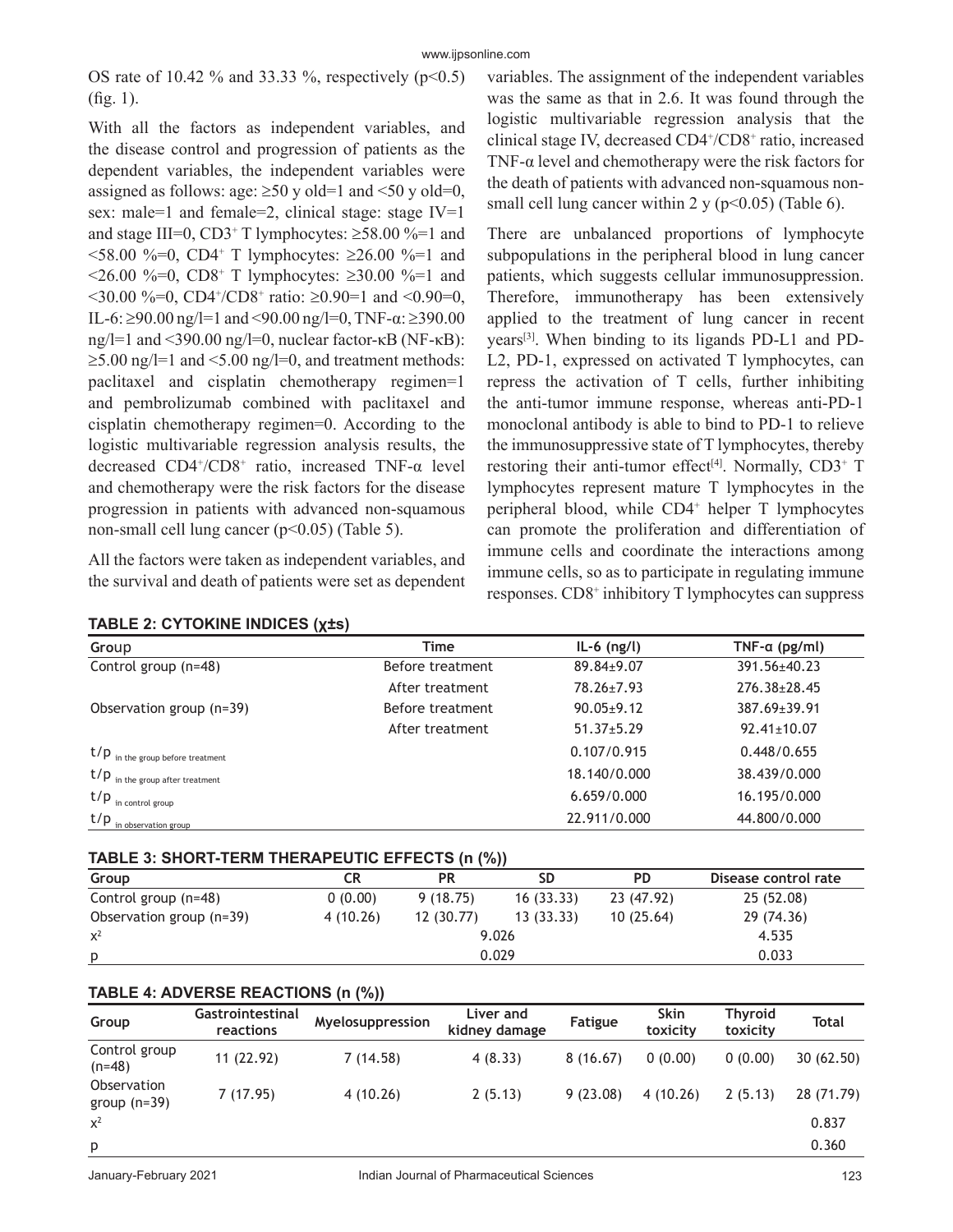OS rate of 10.42 % and 33.33 %, respectively ($p<0.5$) (fig. 1).

With all the factors as independent variables, and the disease control and progression of patients as the dependent variables, the independent variables were assigned as follows: age: ≥50 y old=1 and <50 y old=0, sex: male=1 and female=2, clinical stage: stage IV=1 and stage III=0, $CD3^+$ T lymphocytes: ≥58.00 %=1 and <58.00 %=0, $CD4^+$ T lymphocytes: ≥26.00 %=1 and <26.00 %=0, $CD8^+$ T lymphocytes: ≥30.00 %=1 and <30.00 %=0, $CD4^+/CD8^+$ ratio: ≥0.90=1 and <0.90=0, IL-6: ≥90.00 ng/l=1 and <90.00 ng/l=0, TNF-α: ≥390.00 ng/l=1 and <390.00 ng/l=0, nuclear factor-κB (NF-κB): ≥5.00 ng/l=1 and <5.00 ng/l=0, and treatment methods: paclitaxel and cisplatin chemotherapy regimen=1 and pembrolizumab combined with paclitaxel and cisplatin chemotherapy regimen=0. According to the logistic multivariable regression analysis results, the decreased $CD4^+/CD8^+$ ratio, increased TNF-α level and chemotherapy were the risk factors for the disease progression in patients with advanced non-squamous non-small cell lung cancer ($p<0.05$) (Table 5).

All the factors were taken as independent variables, and the survival and death of patients were set as dependent variables. The assignment of the independent variables was the same as that in 2.6. It was found through the logistic multivariable regression analysis that the clinical stage IV, decreased $CD4^+/CD8^+$ ratio, increased TNF-α level and chemotherapy were the risk factors for the death of patients with advanced non-squamous non-small cell lung cancer within 2 y ($p<0.05$) (Table 6).

There are unbalanced proportions of lymphocyte subpopulations in the peripheral blood in lung cancer patients, which suggests cellular immunosuppression. Therefore, immunotherapy has been extensively applied to the treatment of lung cancer in recent years[3]. When binding to its ligands PD-L1 and PD-L2, PD-1, expressed on activated T lymphocytes, can repress the activation of T cells, further inhibiting the anti-tumor immune response, whereas anti-PD-1 monoclonal antibody is able to bind to PD-1 to relieve the immunosuppressive state of T lymphocytes, thereby restoring their anti-tumor effect[4]. Normally, $CD3^+$ T lymphocytes represent mature T lymphocytes in the peripheral blood, while $CD4^+$ helper T lymphocytes can promote the proliferation and differentiation of immune cells and coordinate the interactions among immune cells, so as to participate in regulating immune responses. $CD8^+$ inhibitory T lymphocytes can suppress

**TABLE 2: CYTOKINE INDICES (χ±s)**

| Group | Time | IL-6 (ng/l) | TNF-α (pg/ml) |
|---|---|---|---|
| Control group (n=48) | Before treatment | 89.84±9.07 | 391.56±40.23 |
| | After treatment | 78.26±7.93 | 276.38±28.45 |
| Observation group (n=39) | Before treatment | 90.05±9.12 | 387.69±39.91 |
| | After treatment | 51.37±5.29 | 92.41±10.07 |
| t/p in the group before treatment | | 0.107/0.915 | 0.448/0.655 |
| t/p in the group after treatment | | 18.140/0.000 | 38.439/0.000 |
| t/p in control group | | 6.659/0.000 | 16.195/0.000 |
| t/p in observation group | | 22.911/0.000 | 44.800/0.000 |

**TABLE 3: SHORT-TERM THERAPEUTIC EFFECTS (n (%))**

| Group | CR | PR | SD | PD | Disease control rate |
|---|---|---|---|---|---|
| Control group (n=48) | 0 (0.00) | 9 (18.75) | 16 (33.33) | 23 (47.92) | 25 (52.08) |
| Observation group (n=39) | 4 (10.26) | 12 (30.77) | 13 (33.33) | 10 (25.64) | 29 (74.36) |
| $x^2$ | | | 9.026 | | 4.535 |
| p | | | 0.029 | | 0.033 |

**TABLE 4: ADVERSE REACTIONS (n (%))**

| Group | Gastrointestinal reactions | Myelosuppression | Liver and kidney damage | Fatigue | Skin toxicity | Thyroid toxicity | Total |
|---|---|---|---|---|---|---|---|
| Control group (n=48) | 11 (22.92) | 7 (14.58) | 4 (8.33) | 8 (16.67) | 0 (0.00) | 0 (0.00) | 30 (62.50) |
| Observation group (n=39) | 7 (17.95) | 4 (10.26) | 2 (5.13) | 9 (23.08) | 4 (10.26) | 2 (5.13) | 28 (71.79) |
| $x^2$ | | | | | | | 0.837 |
| p | | | | | | | 0.360 |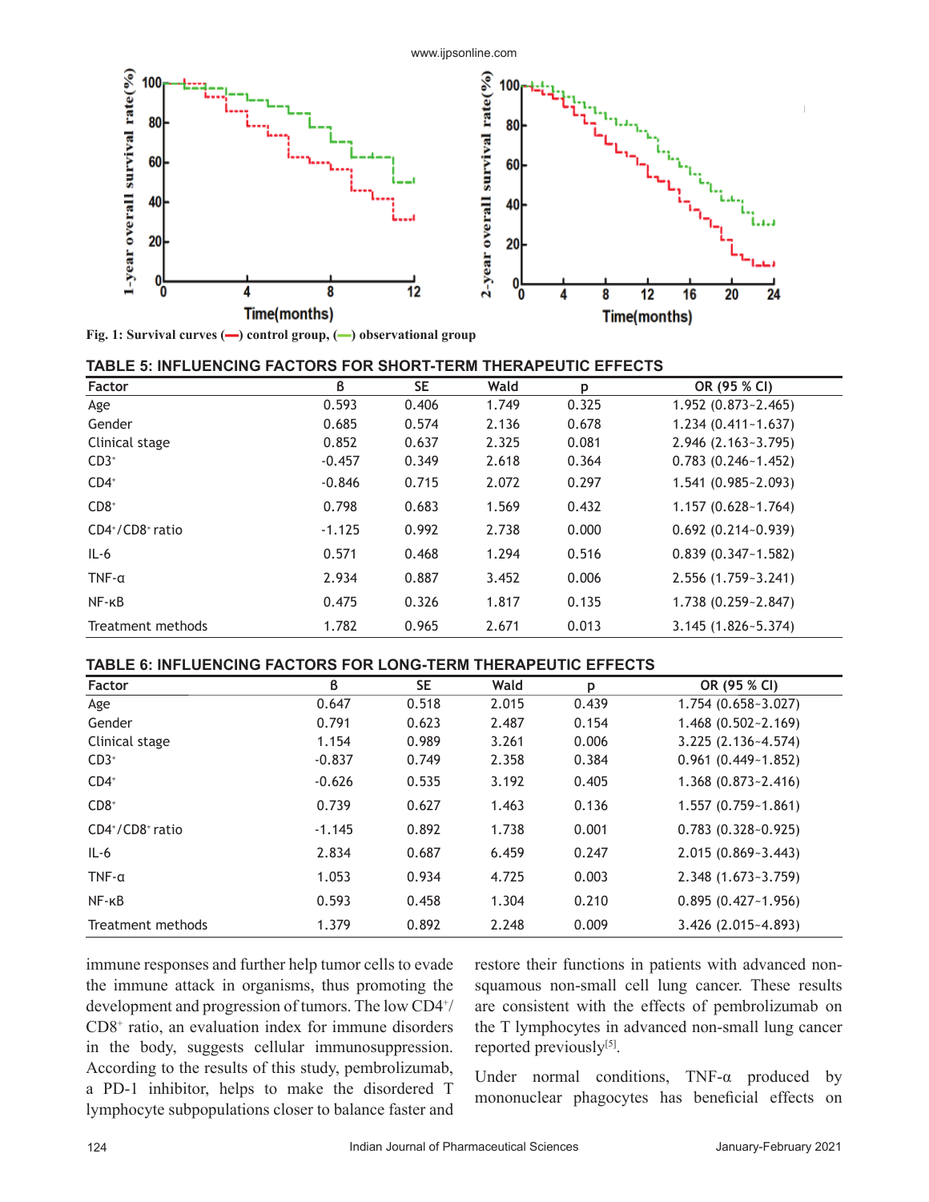Fig. 1: Survival curves (—) control group, (—) observational group

TABLE 5: INFLUENCING FACTORS FOR SHORT-TERM THERAPEUTIC EFFECTS

| Factor | ß | SE | Wald | p | OR (95 % CI) |
|---|---|---|---|---|---|
| Age | 0.593 | 0.406 | 1.749 | 0.325 | 1.952 (0.873~2.465) |
| Gender | 0.685 | 0.574 | 2.136 | 0.678 | 1.234 (0.411~1.637) |
| Clinical stage | 0.852 | 0.637 | 2.325 | 0.081 | 2.946 (2.163~3.795) |
| $CD3^{+}$ | -0.457 | 0.349 | 2.618 | 0.364 | 0.783 (0.246~1.452) |
| $CD4^{+}$ | -0.846 | 0.715 | 2.072 | 0.297 | 1.541 (0.985~2.093) |
| $CD8^{+}$ | 0.798 | 0.683 | 1.569 | 0.432 | 1.157 (0.628~1.764) |
| $CD4^{+}/CD8^{+}$ ratio | -1.125 | 0.992 | 2.738 | 0.000 | 0.692 (0.214~0.939) |
| IL-6 | 0.571 | 0.468 | 1.294 | 0.516 | 0.839 (0.347~1.582) |
| TNF-α | 2.934 | 0.887 | 3.452 | 0.006 | 2.556 (1.759~3.241) |
| NF-κB | 0.475 | 0.326 | 1.817 | 0.135 | 1.738 (0.259~2.847) |
| Treatment methods | 1.782 | 0.965 | 2.671 | 0.013 | 3.145 (1.826~5.374) |

TABLE 6: INFLUENCING FACTORS FOR LONG-TERM THERAPEUTIC EFFECTS

| Factor | ß | SE | Wald | p | OR (95 % CI) |
|---|---|---|---|---|---|
| Age | 0.647 | 0.518 | 2.015 | 0.439 | 1.754 (0.658~3.027) |
| Gender | 0.791 | 0.623 | 2.487 | 0.154 | 1.468 (0.502~2.169) |
| Clinical stage | 1.154 | 0.989 | 3.261 | 0.006 | 3.225 (2.136~4.574) |
| $CD3^{+}$ | -0.837 | 0.749 | 2.358 | 0.384 | 0.961 (0.449~1.852) |
| $CD4^{+}$ | -0.626 | 0.535 | 3.192 | 0.405 | 1.368 (0.873~2.416) |
| $CD8^{+}$ | 0.739 | 0.627 | 1.463 | 0.136 | 1.557 (0.759~1.861) |
| $CD4^{+}/CD8^{+}$ ratio | -1.145 | 0.892 | 1.738 | 0.001 | 0.783 (0.328~0.925) |
| IL-6 | 2.834 | 0.687 | 6.459 | 0.247 | 2.015 (0.869~3.443) |
| TNF-α | 1.053 | 0.934 | 4.725 | 0.003 | 2.348 (1.673~3.759) |
| NF-κB | 0.593 | 0.458 | 1.304 | 0.210 | 0.895 (0.427~1.956) |
| Treatment methods | 1.379 | 0.892 | 2.248 | 0.009 | 3.426 (2.015~4.893) |

immune responses and further help tumor cells to evade the immune attack in organisms, thus promoting the development and progression of tumors. The low $CD4^{+}/CD8^{+}$ ratio, an evaluation index for immune disorders in the body, suggests cellular immunosuppression. According to the results of this study, pembrolizumab, a PD-1 inhibitor, helps to make the disordered T lymphocyte subpopulations closer to balance faster and restore their functions in patients with advanced non-squamous non-small cell lung cancer. These results are consistent with the effects of pembrolizumab on the T lymphocytes in advanced non-small lung cancer reported previously[5].

Under normal conditions, TNF-α produced by mononuclear phagocytes has beneficial effects on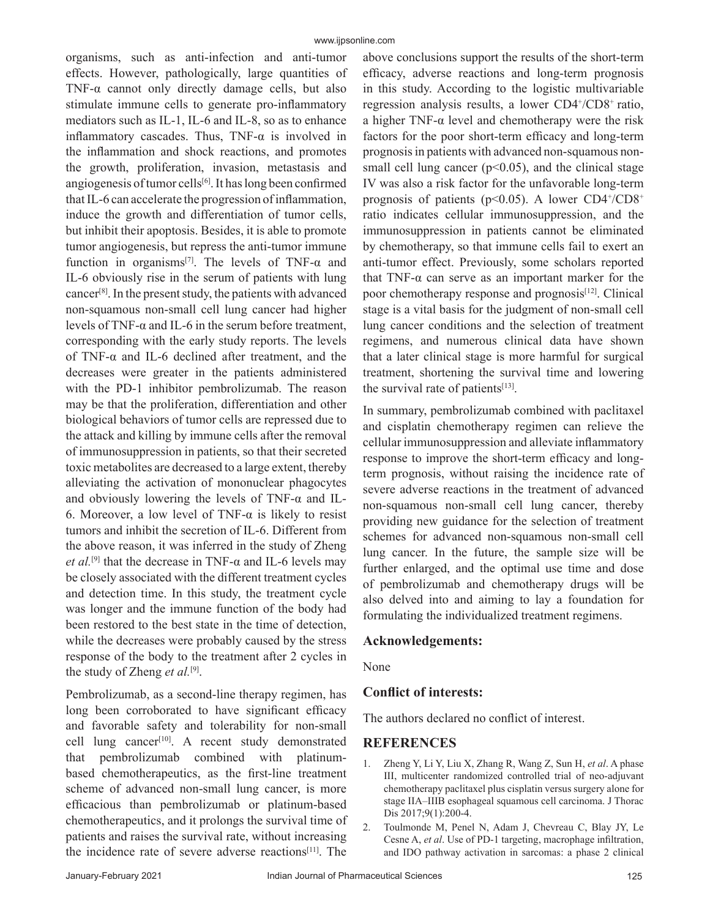organisms, such as anti-infection and anti-tumor effects. However, pathologically, large quantities of TNF-α cannot only directly damage cells, but also stimulate immune cells to generate pro-inflammatory mediators such as IL-1, IL-6 and IL-8, so as to enhance inflammatory cascades. Thus, TNF-α is involved in the inflammation and shock reactions, and promotes the growth, proliferation, invasion, metastasis and angiogenesis of tumor cells[6]. It has long been confirmed that IL-6 can accelerate the progression of inflammation, induce the growth and differentiation of tumor cells, but inhibit their apoptosis. Besides, it is able to promote tumor angiogenesis, but repress the anti-tumor immune function in organisms[7]. The levels of TNF-α and IL-6 obviously rise in the serum of patients with lung cancer[8]. In the present study, the patients with advanced non-squamous non-small cell lung cancer had higher levels of TNF-α and IL-6 in the serum before treatment, corresponding with the early study reports. The levels of TNF-α and IL-6 declined after treatment, and the decreases were greater in the patients administered with the PD-1 inhibitor pembrolizumab. The reason may be that the proliferation, differentiation and other biological behaviors of tumor cells are repressed due to the attack and killing by immune cells after the removal of immunosuppression in patients, so that their secreted toxic metabolites are decreased to a large extent, thereby alleviating the activation of mononuclear phagocytes and obviously lowering the levels of TNF-α and IL-6. Moreover, a low level of TNF-α is likely to resist tumors and inhibit the secretion of IL-6. Different from the above reason, it was inferred in the study of Zheng *et al.*[9] that the decrease in TNF-α and IL-6 levels may be closely associated with the different treatment cycles and detection time. In this study, the treatment cycle was longer and the immune function of the body had been restored to the best state in the time of detection, while the decreases were probably caused by the stress response of the body to the treatment after 2 cycles in the study of Zheng *et al.*[9].

Pembrolizumab, as a second-line therapy regimen, has long been corroborated to have significant efficacy and favorable safety and tolerability for non-small cell lung cancer[10]. A recent study demonstrated that pembrolizumab combined with platinum-based chemotherapeutics, as the first-line treatment scheme of advanced non-small lung cancer, is more efficacious than pembrolizumab or platinum-based chemotherapeutics, and it prolongs the survival time of patients and raises the survival rate, without increasing the incidence rate of severe adverse reactions[11]. The above conclusions support the results of the short-term efficacy, adverse reactions and long-term prognosis in this study. According to the logistic multivariable regression analysis results, a lower $CD4^+/CD8^+$ ratio, a higher TNF-α level and chemotherapy were the risk factors for the poor short-term efficacy and long-term prognosis in patients with advanced non-squamous non-small cell lung cancer ($p<0.05$), and the clinical stage IV was also a risk factor for the unfavorable long-term prognosis of patients ($p<0.05$). A lower $CD4^+/CD8^+$ ratio indicates cellular immunosuppression, and the immunosuppression in patients cannot be eliminated by chemotherapy, so that immune cells fail to exert an anti-tumor effect. Previously, some scholars reported that TNF-α can serve as an important marker for the poor chemotherapy response and prognosis[12]. Clinical stage is a vital basis for the judgment of non-small cell lung cancer conditions and the selection of treatment regimens, and numerous clinical data have shown that a later clinical stage is more harmful for surgical treatment, shortening the survival time and lowering the survival rate of patients[13].

In summary, pembrolizumab combined with paclitaxel and cisplatin chemotherapy regimen can relieve the cellular immunosuppression and alleviate inflammatory response to improve the short-term efficacy and long-term prognosis, without raising the incidence rate of severe adverse reactions in the treatment of advanced non-squamous non-small cell lung cancer, thereby providing new guidance for the selection of treatment schemes for advanced non-squamous non-small cell lung cancer. In the future, the sample size will be further enlarged, and the optimal use time and dose of pembrolizumab and chemotherapy drugs will be also delved into and aiming to lay a foundation for formulating the individualized treatment regimens.

## Acknowledgements:

None

## Conflict of interests:

The authors declared no conflict of interest.

## REFERENCES

1. Zheng Y, Li Y, Liu X, Zhang R, Wang Z, Sun H, *et al*. A phase III, multicenter randomized controlled trial of neo-adjuvant chemotherapy paclitaxel plus cisplatin versus surgery alone for stage IIA–IIIB esophageal squamous cell carcinoma. J Thorac Dis 2017;9(1):200-4.
2. Toulmonde M, Penel N, Adam J, Chevreau C, Blay JY, Le Cesne A, *et al*. Use of PD-1 targeting, macrophage infiltration, and IDO pathway activation in sarcomas: a phase 2 clinical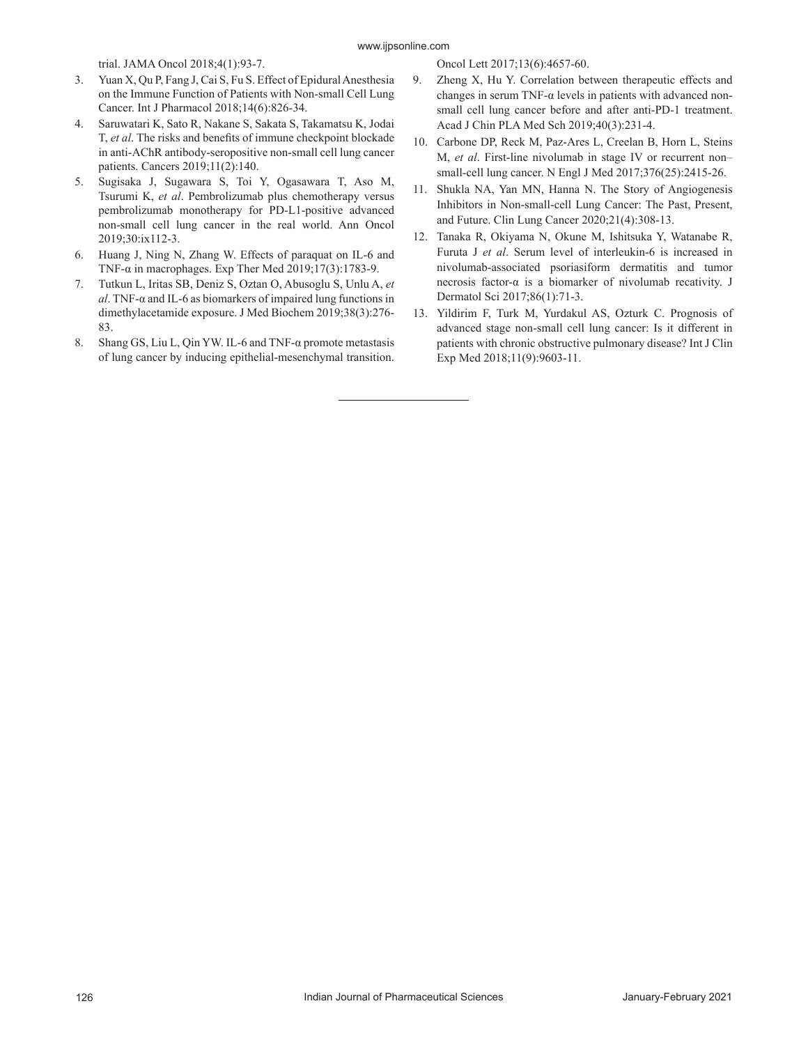trial. JAMA Oncol 2018;4(1):93-7.

3. Yuan X, Qu P, Fang J, Cai S, Fu S. Effect of Epidural Anesthesia on the Immune Function of Patients with Non-small Cell Lung Cancer. Int J Pharmacol 2018;14(6):826-34.
4. Saruwatari K, Sato R, Nakane S, Sakata S, Takamatsu K, Jodai T, *et al*. The risks and benefits of immune checkpoint blockade in anti-AChR antibody-seropositive non-small cell lung cancer patients. Cancers 2019;11(2):140.
5. Sugisaka J, Sugawara S, Toi Y, Ogasawara T, Aso M, Tsurumi K, *et al*. Pembrolizumab plus chemotherapy versus pembrolizumab monotherapy for PD-L1-positive advanced non-small cell lung cancer in the real world. Ann Oncol 2019;30:ix112-3.
6. Huang J, Ning N, Zhang W. Effects of paraquat on IL-6 and TNF-α in macrophages. Exp Ther Med 2019;17(3):1783-9.
7. Tutkun L, Iritas SB, Deniz S, Oztan O, Abusoglu S, Unlu A, *et al*. TNF-α and IL-6 as biomarkers of impaired lung functions in dimethylacetamide exposure. J Med Biochem 2019;38(3):276-83.
8. Shang GS, Liu L, Qin YW. IL-6 and TNF-α promote metastasis of lung cancer by inducing epithelial-mesenchymal transition. Oncol Lett 2017;13(6):4657-60.
9. Zheng X, Hu Y. Correlation between therapeutic effects and changes in serum TNF-α levels in patients with advanced non-small cell lung cancer before and after anti-PD-1 treatment. Acad J Chin PLA Med Sch 2019;40(3):231-4.
10. Carbone DP, Reck M, Paz-Ares L, Creelan B, Horn L, Steins M, *et al*. First-line nivolumab in stage IV or recurrent non–small-cell lung cancer. N Engl J Med 2017;376(25):2415-26.
11. Shukla NA, Yan MN, Hanna N. The Story of Angiogenesis Inhibitors in Non-small-cell Lung Cancer: The Past, Present, and Future. Clin Lung Cancer 2020;21(4):308-13.
12. Tanaka R, Okiyama N, Okune M, Ishitsuka Y, Watanabe R, Furuta J *et al*. Serum level of interleukin-6 is increased in nivolumab-associated psoriasiform dermatitis and tumor necrosis factor-α is a biomarker of nivolumab recativity. J Dermatol Sci 2017;86(1):71-3.
13. Yildirim F, Turk M, Yurdakul AS, Ozturk C. Prognosis of advanced stage non-small cell lung cancer: Is it different in patients with chronic obstructive pulmonary disease? Int J Clin Exp Med 2018;11(9):9603-11.